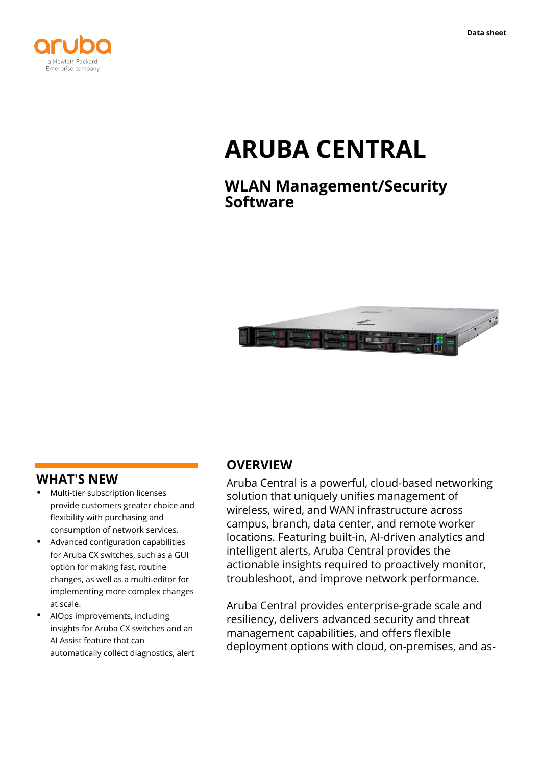# ARUBA CENTRAL

## WLAN Management/Security Software

## WHAT'S NEW

- Multi-tier subscription licenses provide customers greater choice and flexibility with purchasing and consumption of network services.
- Advanced configuration capabilities for Aruba CX switches, such as a GUI option for making fast, routine changes, as well as a multi-editor for implementing more complex changes at scale.
- AIOps improvements, including insights for Aruba CX switches and an AI Assist feature that can automatically collect diagnostics, alert

## OVERVIEW

Aruba Central is a powerful, cloud-based networking solution that uniquely unifies management of wireless, wired, and WAN infrastructure across campus, branch, data center, and remote worker locations. Featuring built-in, AI-driven analytics and intelligent alerts, Aruba Central provides the actionable insights required to proactively monitor, troubleshoot, and improve network performance.

Aruba Central provides enterprise-grade scale and resiliency, delivers advanced security and threat management capabilities, and offers flexible deployment options with cloud, on-premises, and as-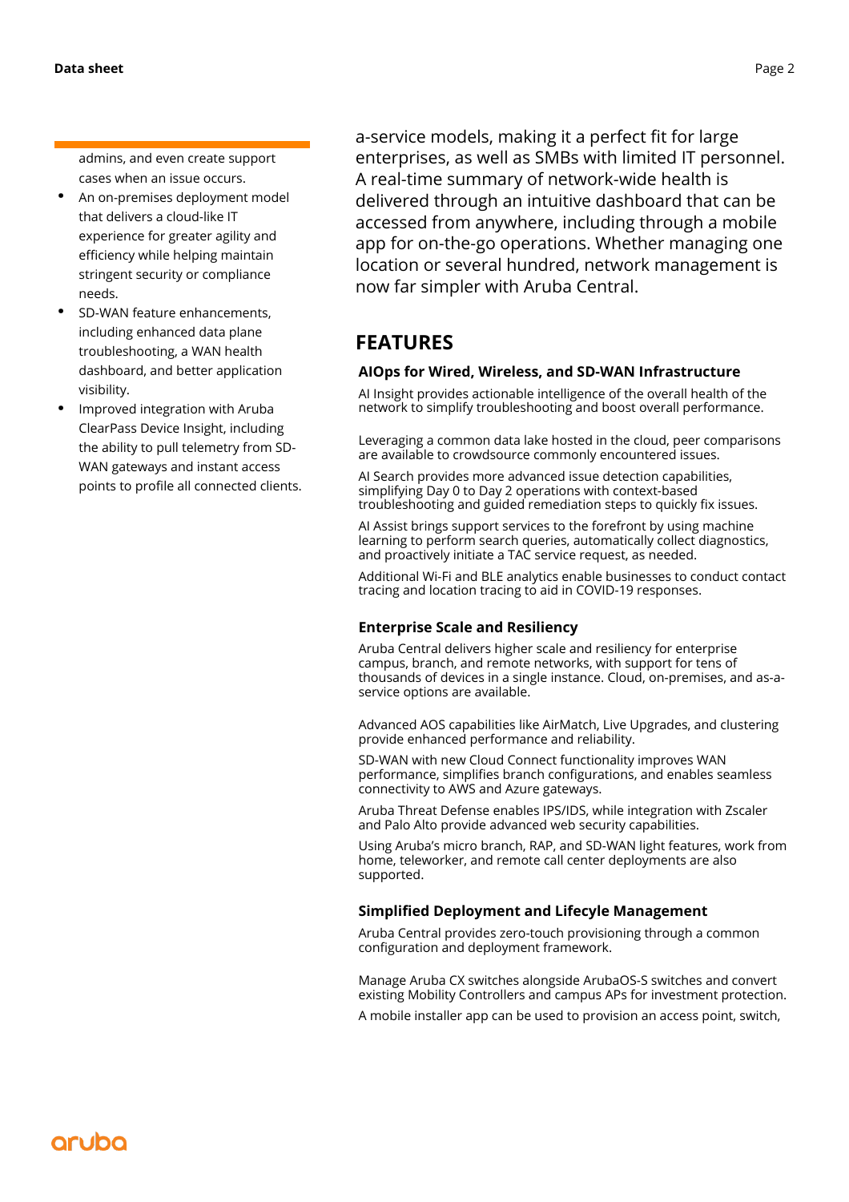admins, and even create support cases when an issue occurs.

- An on-premises deployment model that delivers a cloud-like IT experience for greater agility and efficiency while helping maintain stringent security or compliance needs.
- SD-WAN feature enhancements, including enhanced data plane troubleshooting, a WAN health dashboard, and better application visibility.
- Improved integration with Aruba ClearPass Device Insight, including the ability to pull telemetry from SD-WAN gateways and instant access points to profile all connected clients.

a-service models, making it a perfect fit for large enterprises, as well as SMBs with limited IT personnel. A real-time summary of network-wide health is delivered through an intuitive dashboard that can be accessed from anywhere, including through a mobile app for on-the-go operations. Whether managing one location or several hundred, network management is now far simpler with Aruba Central.

## FEATURES

### AIOps for Wired, Wireless, and SD-WAN Infrastructure

AI Insight provides actionable intelligence of the overall health of the network to simplify troubleshooting and boost overall performance.

Leveraging a common data lake hosted in the cloud, peer comparisons are available to crowdsource commonly encountered issues.

AI Search provides more advanced issue detection capabilities, simplifying Day 0 to Day 2 operations with context-based troubleshooting and guided remediation steps to quickly fix issues.

AI Assist brings support services to the forefront by using machine learning to perform search queries, automatically collect diagnostics, and proactively initiate a TAC service request, as needed.

Additional Wi-Fi and BLE analytics enable businesses to conduct contact tracing and location tracing to aid in COVID-19 responses.

### Enterprise Scale and Resiliency

Aruba Central delivers higher scale and resiliency for enterprise campus, branch, and remote networks, with support for tens of thousands of devices in a single instance. Cloud, on-premises, and as-a-service options are available.

Advanced AOS capabilities like AirMatch, Live Upgrades, and clustering provide enhanced performance and reliability.

SD-WAN with new Cloud Connect functionality improves WAN performance, simplifies branch configurations, and enables seamless connectivity to AWS and Azure gateways.

Aruba Threat Defense enables IPS/IDS, while integration with Zscaler and Palo Alto provide advanced web security capabilities.

Using Aruba's micro branch, RAP, and SD-WAN light features, work from home, teleworker, and remote call center deployments are also supported.

### Simplified Deployment and Lifecyle Management

Aruba Central provides zero-touch provisioning through a common configuration and deployment framework.

Manage Aruba CX switches alongside ArubaOS-S switches and convert existing Mobility Controllers and campus APs for investment protection.

A mobile installer app can be used to provision an access point, switch,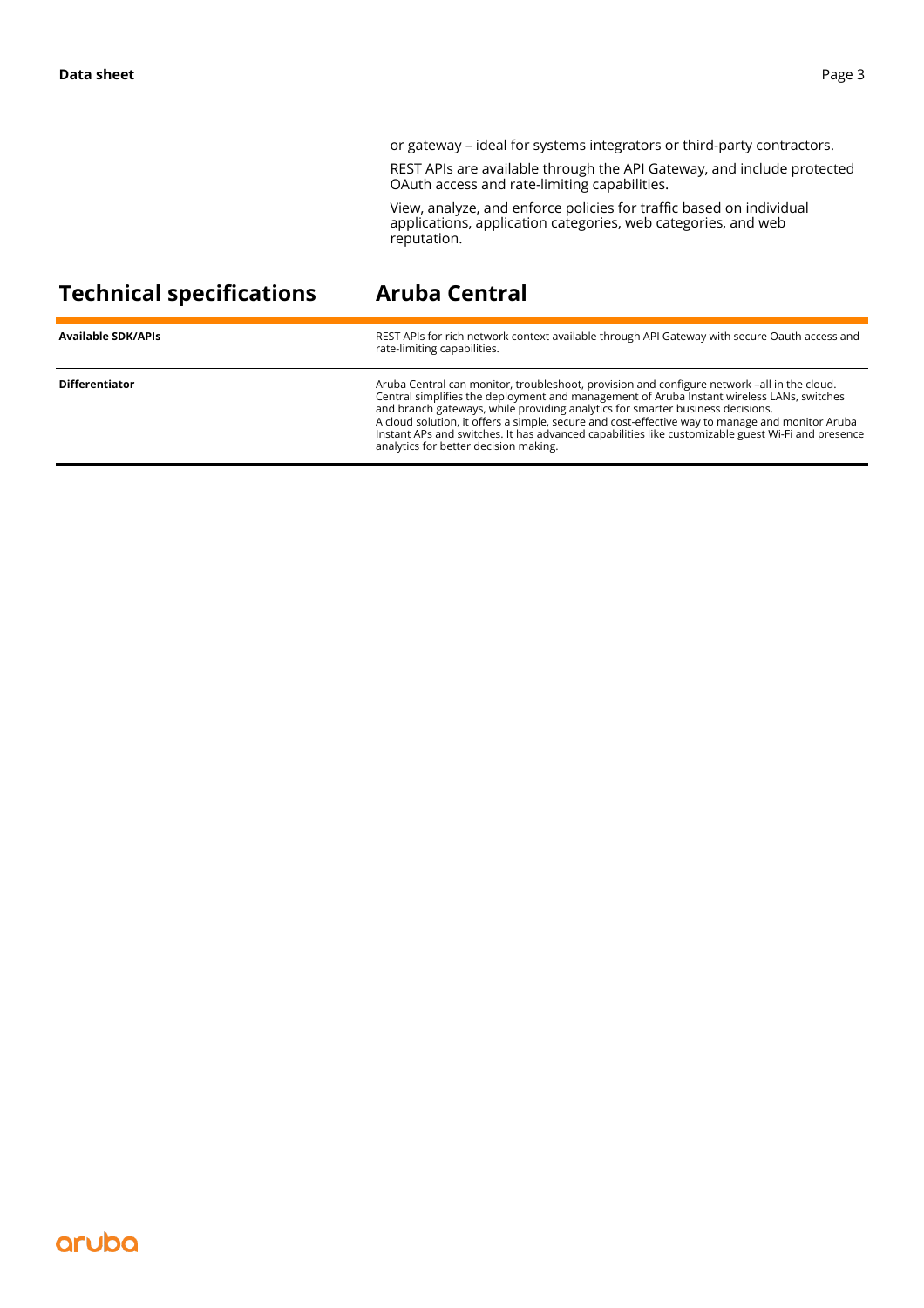or gateway – ideal for systems integrators or third-party contractors.

REST APIs are available through the API Gateway, and include protected OAuth access and rate-limiting capabilities.

View, analyze, and enforce policies for traffic based on individual applications, application categories, web categories, and web reputation.

| Technical specifications | Aruba Central |
| --- | --- |
| **Available SDK/APIs** | REST APIs for rich network context available through API Gateway with secure Oauth access and rate-limiting capabilities. |
| **Differentiator** | Aruba Central can monitor, troubleshoot, provision and configure network –all in the cloud. Central simplifies the deployment and management of Aruba Instant wireless LANs, switches and branch gateways, while providing analytics for smarter business decisions. A cloud solution, it offers a simple, secure and cost-effective way to manage and monitor Aruba Instant APs and switches. It has advanced capabilities like customizable guest Wi-Fi and presence analytics for better decision making. |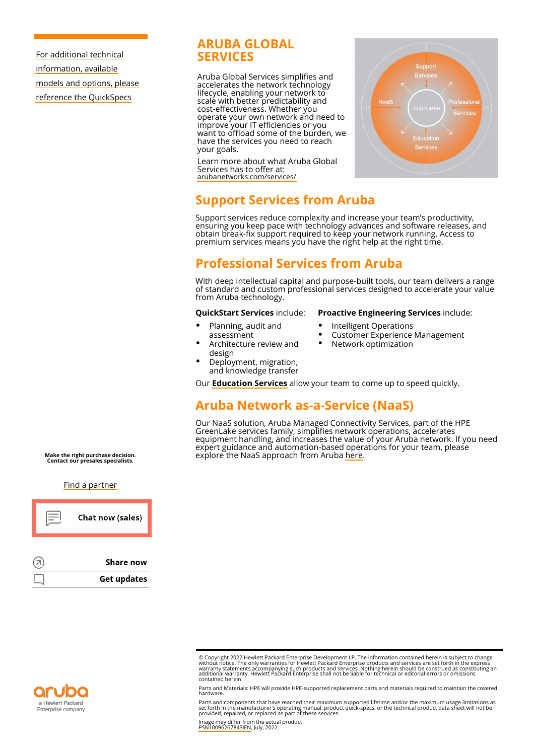For additional technical information, available models and options, please reference the QuickSpecs

Make the right purchase decision. Contact our presales specialists.

Find a partner

Chat now (sales)

Share now

Get updates

## ARUBA GLOBAL SERVICES

Aruba Global Services simplifies and accelerates the network technology lifecycle, enabling your network to scale with better predictability and cost-effectiveness. Whether you operate your own network and need to improve your IT efficiencies or you want to offload some of the burden, we have the services you need to reach your goals.

Learn more about what Aruba Global Services has to offer at: arubanetworks.com/services/

Support Services

NaaS

CUSTOMER

Professional Services

Education Services

## Support Services from Aruba

Support services reduce complexity and increase your team's productivity, ensuring you keep pace with technology advances and software releases, and obtain break-fix support required to keep your network running. Access to premium services means you have the right help at the right time.

## Professional Services from Aruba

With deep intellectual capital and purpose-built tools, our team delivers a range of standard and custom professional services designed to accelerate your value from Aruba technology.

**QuickStart Services** include:

- Planning, audit and assessment
- Architecture review and design
- Deployment, migration, and knowledge transfer

**Proactive Engineering Services** include:

- Intelligent Operations
- Customer Experience Management
- Network optimization

Our **Education Services** allow your team to come up to speed quickly.

## Aruba Network as-a-Service (NaaS)

Our NaaS solution, Aruba Managed Connectivity Services, part of the HPE GreenLake services family, simplifies network operations, accelerates equipment handling, and increases the value of your Aruba network. If you need expert guidance and automation-based operations for your team, please explore the NaaS approach from Aruba here.

© Copyright 2022 Hewlett Packard Enterprise Development LP. The information contained herein is subject to change without notice. The only warranties for Hewlett Packard Enterprise products and services are set forth in the express warranty statements accompanying such products and services. Nothing herein should be construed as constituting an additional warranty. Hewlett Packard Enterprise shall not be liable for technical or editorial errors or omissions contained herein.

Parts and Materials: HPE will provide HPE-supported replacement parts and materials required to maintain the covered hardware.

Parts and components that have reached their maximum supported lifetime and/or the maximum usage limitations as set forth in the manufacturer's operating manual, product quick-specs, or the technical product data sheet will not be provided, repaired, or replaced as part of these services.

Image may differ from the actual product

PSN1009626784SIEN, July, 2022.

aruba a Hewlett Packard Enterprise company